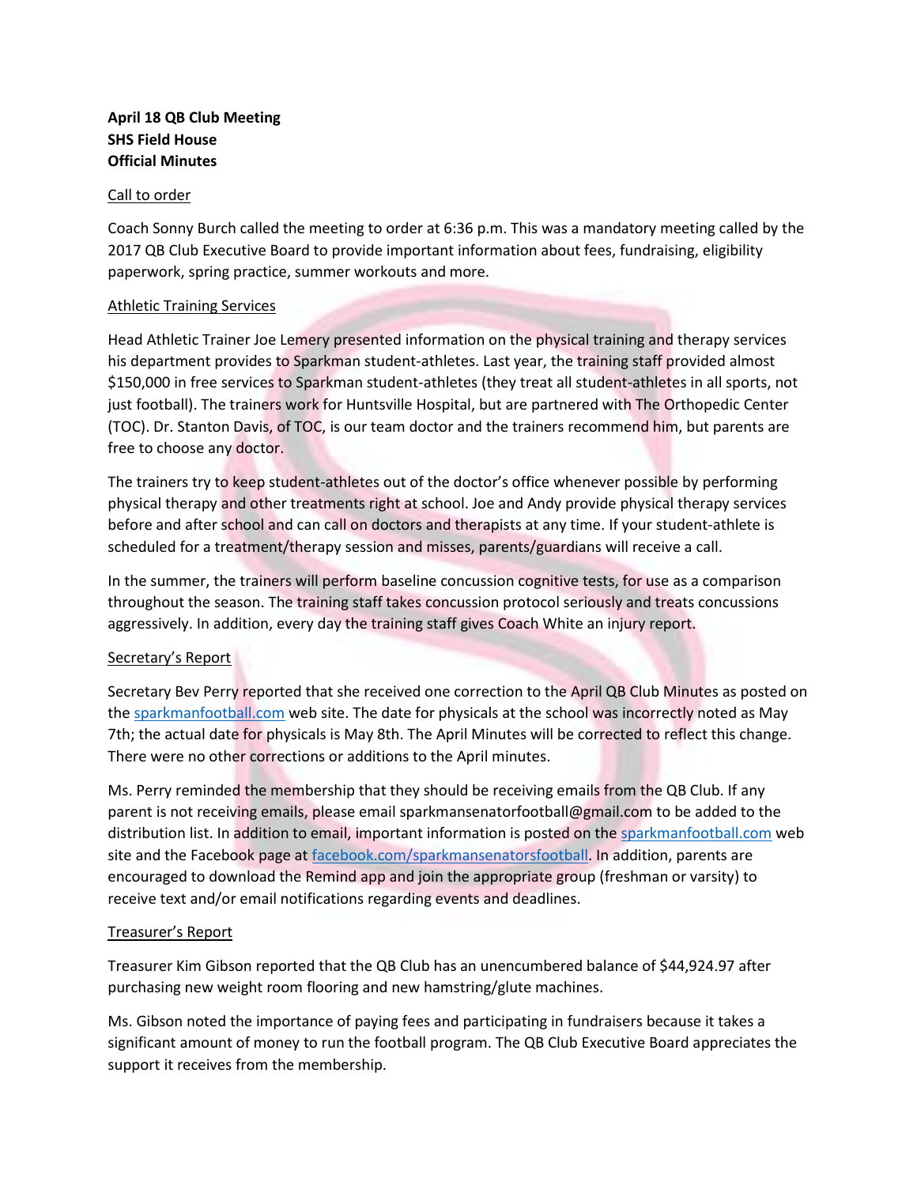**April 18 QB Club Meeting**
**SHS Field House**
**Official Minutes**

Call to order

Coach Sonny Burch called the meeting to order at 6:36 p.m. This was a mandatory meeting called by the 2017 QB Club Executive Board to provide important information about fees, fundraising, eligibility paperwork, spring practice, summer workouts and more.

Athletic Training Services

Head Athletic Trainer Joe Lemery presented information on the physical training and therapy services his department provides to Sparkman student-athletes. Last year, the training staff provided almost $150,000 in free services to Sparkman student-athletes (they treat all student-athletes in all sports, not just football). The trainers work for Huntsville Hospital, but are partnered with The Orthopedic Center (TOC). Dr. Stanton Davis, of TOC, is our team doctor and the trainers recommend him, but parents are free to choose any doctor.

The trainers try to keep student-athletes out of the doctor's office whenever possible by performing physical therapy and other treatments right at school. Joe and Andy provide physical therapy services before and after school and can call on doctors and therapists at any time. If your student-athlete is scheduled for a treatment/therapy session and misses, parents/guardians will receive a call.

In the summer, the trainers will perform baseline concussion cognitive tests, for use as a comparison throughout the season. The training staff takes concussion protocol seriously and treats concussions aggressively. In addition, every day the training staff gives Coach White an injury report.

Secretary's Report

Secretary Bev Perry reported that she received one correction to the April QB Club Minutes as posted on the sparkmanfootball.com web site. The date for physicals at the school was incorrectly noted as May 7th; the actual date for physicals is May 8th. The April Minutes will be corrected to reflect this change. There were no other corrections or additions to the April minutes.

Ms. Perry reminded the membership that they should be receiving emails from the QB Club. If any parent is not receiving emails, please email sparkmansenatorfootball@gmail.com to be added to the distribution list. In addition to email, important information is posted on the sparkmanfootball.com web site and the Facebook page at facebook.com/sparkmansenatorsfootball. In addition, parents are encouraged to download the Remind app and join the appropriate group (freshman or varsity) to receive text and/or email notifications regarding events and deadlines.

Treasurer's Report

Treasurer Kim Gibson reported that the QB Club has an unencumbered balance of $44,924.97 after purchasing new weight room flooring and new hamstring/glute machines.

Ms. Gibson noted the importance of paying fees and participating in fundraisers because it takes a significant amount of money to run the football program. The QB Club Executive Board appreciates the support it receives from the membership.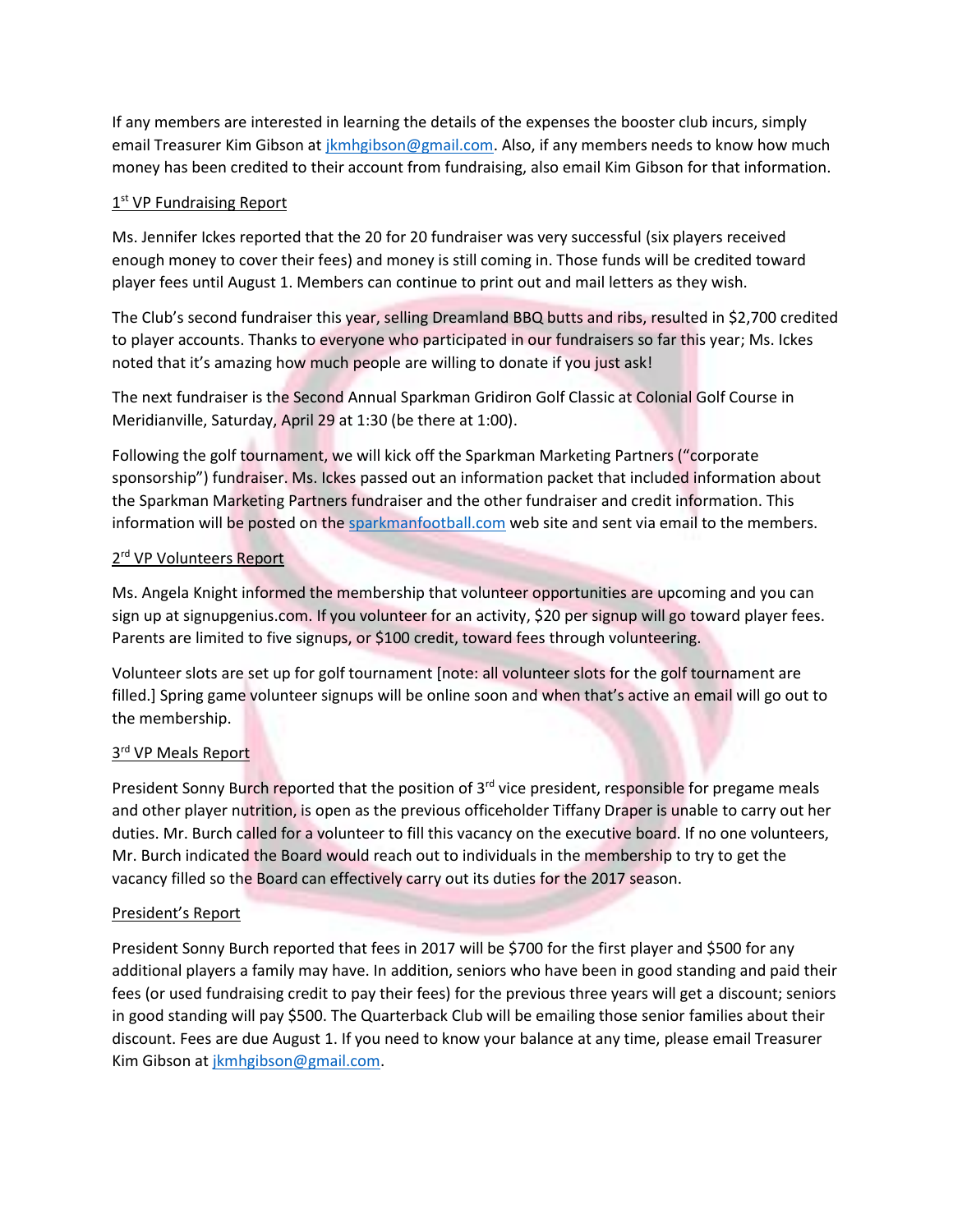If any members are interested in learning the details of the expenses the booster club incurs, simply email Treasurer Kim Gibson at jkmhgibson@gmail.com. Also, if any members needs to know how much money has been credited to their account from fundraising, also email Kim Gibson for that information.

1st VP Fundraising Report

Ms. Jennifer Ickes reported that the 20 for 20 fundraiser was very successful (six players received enough money to cover their fees) and money is still coming in. Those funds will be credited toward player fees until August 1. Members can continue to print out and mail letters as they wish.

The Club's second fundraiser this year, selling Dreamland BBQ butts and ribs, resulted in $2,700 credited to player accounts. Thanks to everyone who participated in our fundraisers so far this year; Ms. Ickes noted that it's amazing how much people are willing to donate if you just ask!

The next fundraiser is the Second Annual Sparkman Gridiron Golf Classic at Colonial Golf Course in Meridianville, Saturday, April 29 at 1:30 (be there at 1:00).

Following the golf tournament, we will kick off the Sparkman Marketing Partners ("corporate sponsorship") fundraiser. Ms. Ickes passed out an information packet that included information about the Sparkman Marketing Partners fundraiser and the other fundraiser and credit information. This information will be posted on the sparkmanfootball.com web site and sent via email to the members.

2rd VP Volunteers Report

Ms. Angela Knight informed the membership that volunteer opportunities are upcoming and you can sign up at signupgenius.com. If you volunteer for an activity, $20 per signup will go toward player fees. Parents are limited to five signups, or $100 credit, toward fees through volunteering.

Volunteer slots are set up for golf tournament [note: all volunteer slots for the golf tournament are filled.] Spring game volunteer signups will be online soon and when that's active an email will go out to the membership.

3rd VP Meals Report

President Sonny Burch reported that the position of 3rd vice president, responsible for pregame meals and other player nutrition, is open as the previous officeholder Tiffany Draper is unable to carry out her duties. Mr. Burch called for a volunteer to fill this vacancy on the executive board. If no one volunteers, Mr. Burch indicated the Board would reach out to individuals in the membership to try to get the vacancy filled so the Board can effectively carry out its duties for the 2017 season.

President's Report

President Sonny Burch reported that fees in 2017 will be $700 for the first player and $500 for any additional players a family may have. In addition, seniors who have been in good standing and paid their fees (or used fundraising credit to pay their fees) for the previous three years will get a discount; seniors in good standing will pay $500. The Quarterback Club will be emailing those senior families about their discount. Fees are due August 1. If you need to know your balance at any time, please email Treasurer Kim Gibson at jkmhgibson@gmail.com.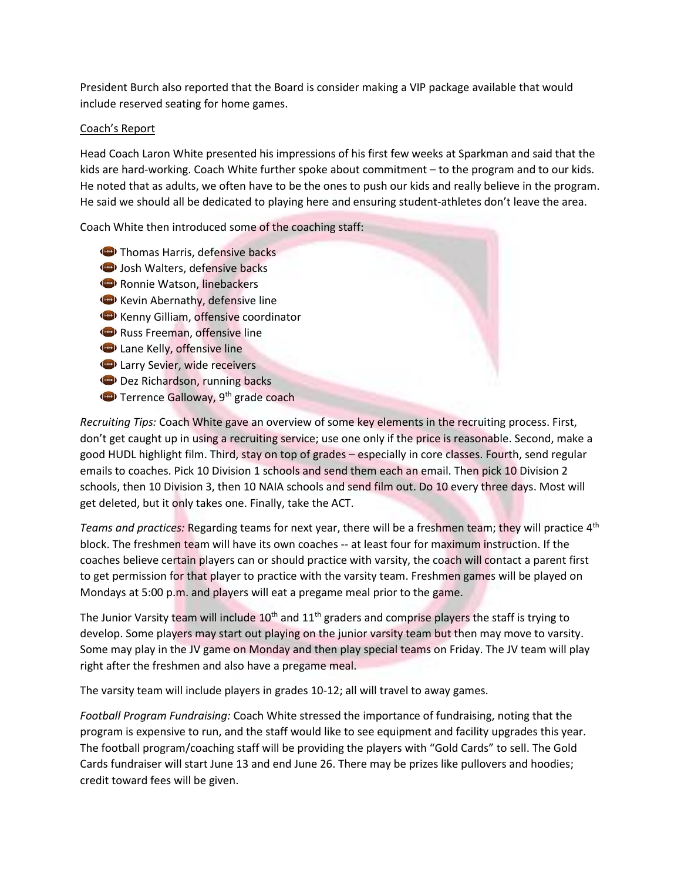President Burch also reported that the Board is consider making a VIP package available that would include reserved seating for home games.

Coach's Report

Head Coach Laron White presented his impressions of his first few weeks at Sparkman and said that the kids are hard-working. Coach White further spoke about commitment – to the program and to our kids. He noted that as adults, we often have to be the ones to push our kids and really believe in the program. He said we should all be dedicated to playing here and ensuring student-athletes don't leave the area.

Coach White then introduced some of the coaching staff:

- Thomas Harris, defensive backs
- Josh Walters, defensive backs
- Ronnie Watson, linebackers
- Kevin Abernathy, defensive line
- Kenny Gilliam, offensive coordinator
- Russ Freeman, offensive line
- Lane Kelly, offensive line
- Larry Sevier, wide receivers
- Dez Richardson, running backs
- Terrence Galloway, 9th grade coach

*Recruiting Tips:* Coach White gave an overview of some key elements in the recruiting process. First, don't get caught up in using a recruiting service; use one only if the price is reasonable. Second, make a good HUDL highlight film. Third, stay on top of grades – especially in core classes. Fourth, send regular emails to coaches. Pick 10 Division 1 schools and send them each an email. Then pick 10 Division 2 schools, then 10 Division 3, then 10 NAIA schools and send film out. Do 10 every three days. Most will get deleted, but it only takes one. Finally, take the ACT.

*Teams and practices:* Regarding teams for next year, there will be a freshmen team; they will practice 4th block. The freshmen team will have its own coaches -- at least four for maximum instruction. If the coaches believe certain players can or should practice with varsity, the coach will contact a parent first to get permission for that player to practice with the varsity team. Freshmen games will be played on Mondays at 5:00 p.m. and players will eat a pregame meal prior to the game.

The Junior Varsity team will include 10th and 11th graders and comprise players the staff is trying to develop. Some players may start out playing on the junior varsity team but then may move to varsity. Some may play in the JV game on Monday and then play special teams on Friday. The JV team will play right after the freshmen and also have a pregame meal.

The varsity team will include players in grades 10-12; all will travel to away games.

*Football Program Fundraising:* Coach White stressed the importance of fundraising, noting that the program is expensive to run, and the staff would like to see equipment and facility upgrades this year. The football program/coaching staff will be providing the players with "Gold Cards" to sell. The Gold Cards fundraiser will start June 13 and end June 26. There may be prizes like pullovers and hoodies; credit toward fees will be given.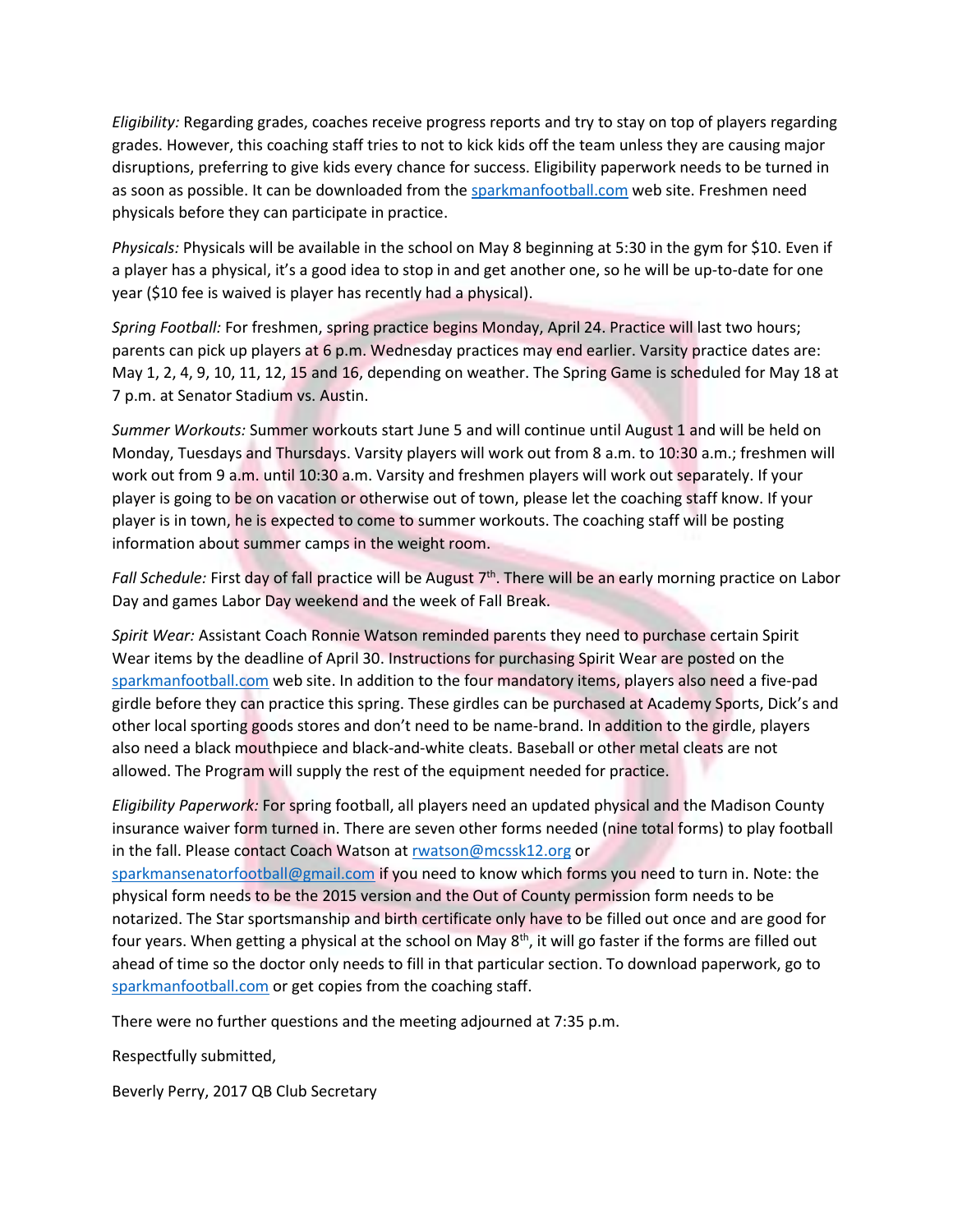*Eligibility:* Regarding grades, coaches receive progress reports and try to stay on top of players regarding grades. However, this coaching staff tries to not to kick kids off the team unless they are causing major disruptions, preferring to give kids every chance for success. Eligibility paperwork needs to be turned in as soon as possible. It can be downloaded from the sparkmanfootball.com web site. Freshmen need physicals before they can participate in practice.

*Physicals:* Physicals will be available in the school on May 8 beginning at 5:30 in the gym for $10. Even if a player has a physical, it's a good idea to stop in and get another one, so he will be up-to-date for one year ($10 fee is waived is player has recently had a physical).

*Spring Football:* For freshmen, spring practice begins Monday, April 24. Practice will last two hours; parents can pick up players at 6 p.m. Wednesday practices may end earlier. Varsity practice dates are: May 1, 2, 4, 9, 10, 11, 12, 15 and 16, depending on weather. The Spring Game is scheduled for May 18 at 7 p.m. at Senator Stadium vs. Austin.

*Summer Workouts:* Summer workouts start June 5 and will continue until August 1 and will be held on Monday, Tuesdays and Thursdays. Varsity players will work out from 8 a.m. to 10:30 a.m.; freshmen will work out from 9 a.m. until 10:30 a.m. Varsity and freshmen players will work out separately. If your player is going to be on vacation or otherwise out of town, please let the coaching staff know. If your player is in town, he is expected to come to summer workouts. The coaching staff will be posting information about summer camps in the weight room.

*Fall Schedule:* First day of fall practice will be August 7th. There will be an early morning practice on Labor Day and games Labor Day weekend and the week of Fall Break.

*Spirit Wear:* Assistant Coach Ronnie Watson reminded parents they need to purchase certain Spirit Wear items by the deadline of April 30. Instructions for purchasing Spirit Wear are posted on the sparkmanfootball.com web site. In addition to the four mandatory items, players also need a five-pad girdle before they can practice this spring. These girdles can be purchased at Academy Sports, Dick's and other local sporting goods stores and don't need to be name-brand. In addition to the girdle, players also need a black mouthpiece and black-and-white cleats. Baseball or other metal cleats are not allowed. The Program will supply the rest of the equipment needed for practice.

*Eligibility Paperwork:* For spring football, all players need an updated physical and the Madison County insurance waiver form turned in. There are seven other forms needed (nine total forms) to play football in the fall. Please contact Coach Watson at rwatson@mcssk12.org or sparkmansenatorfootball@gmail.com if you need to know which forms you need to turn in. Note: the physical form needs to be the 2015 version and the Out of County permission form needs to be notarized. The Star sportsmanship and birth certificate only have to be filled out once and are good for four years. When getting a physical at the school on May 8th, it will go faster if the forms are filled out ahead of time so the doctor only needs to fill in that particular section. To download paperwork, go to sparkmanfootball.com or get copies from the coaching staff.

There were no further questions and the meeting adjourned at 7:35 p.m.

Respectfully submitted,

Beverly Perry, 2017 QB Club Secretary